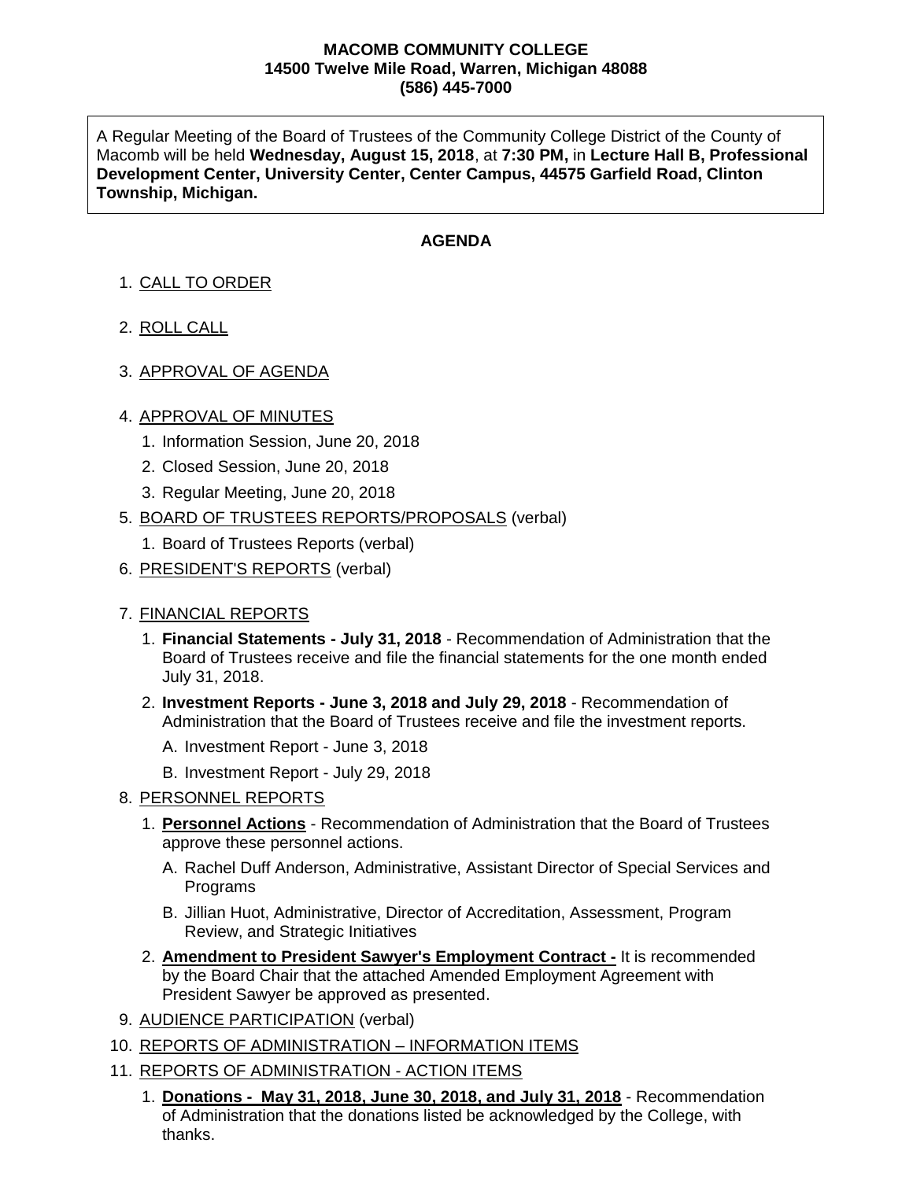**MACOMB COMMUNITY COLLEGE**
**14500 Twelve Mile Road, Warren, Michigan 48088**
**(586) 445-7000**

A Regular Meeting of the Board of Trustees of the Community College District of the County of Macomb will be held **Wednesday, August 15, 2018**, at **7:30 PM,** in **Lecture Hall B, Professional Development Center, University Center, Center Campus, 44575 Garfield Road, Clinton Township, Michigan.**

## AGENDA

1. CALL TO ORDER
2. ROLL CALL
3. APPROVAL OF AGENDA
4. APPROVAL OF MINUTES
    1. Information Session, June 20, 2018
    2. Closed Session, June 20, 2018
    3. Regular Meeting, June 20, 2018
5. BOARD OF TRUSTEES REPORTS/PROPOSALS (verbal)
    1. Board of Trustees Reports (verbal)
6. PRESIDENT'S REPORTS (verbal)
7. FINANCIAL REPORTS
    1. **Financial Statements - July 31, 2018** - Recommendation of Administration that the Board of Trustees receive and file the financial statements for the one month ended July 31, 2018.
    2. **Investment Reports - June 3, 2018 and July 29, 2018** - Recommendation of Administration that the Board of Trustees receive and file the investment reports.
        - A. Investment Report - June 3, 2018
        - B. Investment Report - July 29, 2018
8. PERSONNEL REPORTS
    1. **Personnel Actions** - Recommendation of Administration that the Board of Trustees approve these personnel actions.
        - A. Rachel Duff Anderson, Administrative, Assistant Director of Special Services and Programs
        - B. Jillian Huot, Administrative, Director of Accreditation, Assessment, Program Review, and Strategic Initiatives
    2. **Amendment to President Sawyer's Employment Contract -** It is recommended by the Board Chair that the attached Amended Employment Agreement with President Sawyer be approved as presented.
9. AUDIENCE PARTICIPATION (verbal)
10. REPORTS OF ADMINISTRATION – INFORMATION ITEMS
11. REPORTS OF ADMINISTRATION - ACTION ITEMS
    1. **Donations - May 31, 2018, June 30, 2018, and July 31, 2018** - Recommendation of Administration that the donations listed be acknowledged by the College, with thanks.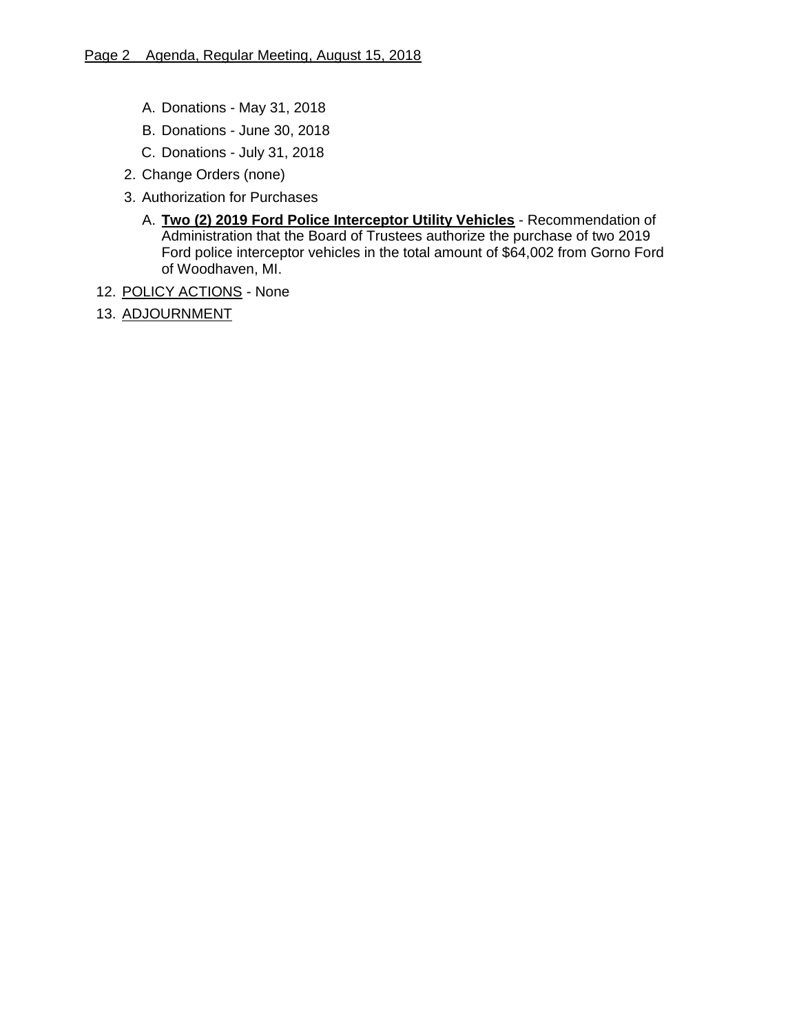A. Donations - May 31, 2018
   B. Donations - June 30, 2018
   C. Donations - July 31, 2018

2. Change Orders (none)
3. Authorization for Purchases
   A. **Two (2) 2019 Ford Police Interceptor Utility Vehicles** - Recommendation of Administration that the Board of Trustees authorize the purchase of two 2019 Ford police interceptor vehicles in the total amount of $64,002 from Gorno Ford of Woodhaven, MI.

12. POLICY ACTIONS - None
13. ADJOURNMENT